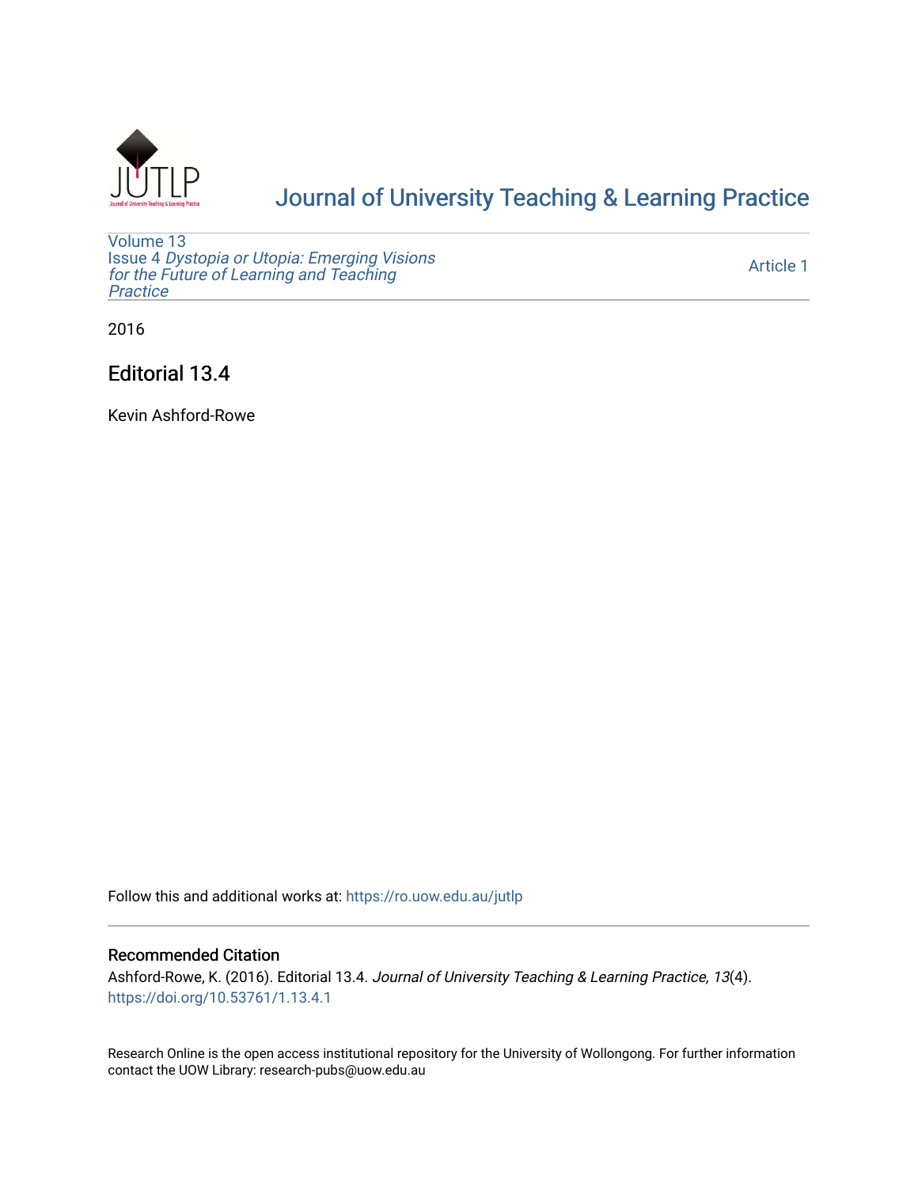# Journal of University Teaching & Learning Practice

Volume 13
Issue 4 *Dystopia or Utopia: Emerging Visions for the Future of Learning and Teaching Practice*

Article 1

2016

## Editorial 13.4

Kevin Ashford-Rowe

Follow this and additional works at: https://ro.uow.edu.au/jutlp

### Recommended Citation

Ashford-Rowe, K. (2016). Editorial 13.4. *Journal of University Teaching & Learning Practice, 13*(4). https://doi.org/10.53761/1.13.4.1

Research Online is the open access institutional repository for the University of Wollongong. For further information contact the UOW Library: research-pubs@uow.edu.au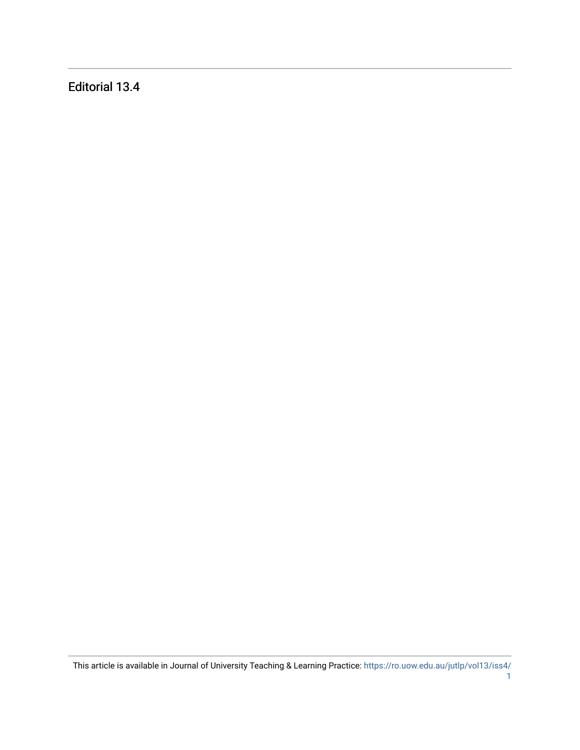Editorial 13.4

This article is available in Journal of University Teaching & Learning Practice: https://ro.uow.edu.au/jutlp/vol13/iss4/1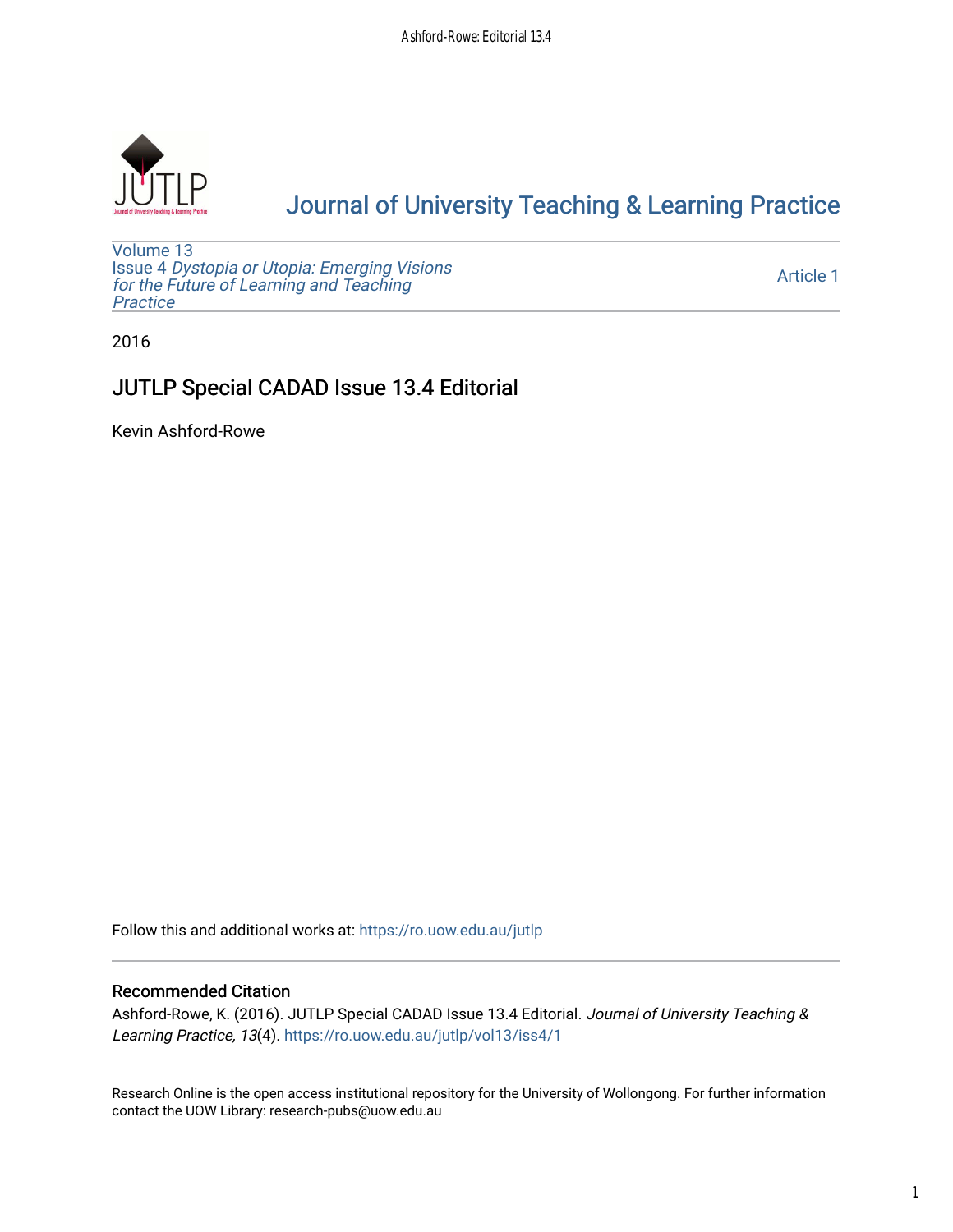# Journal of University Teaching & Learning Practice

Volume 13
Issue 4 *Dystopia or Utopia: Emerging Visions for the Future of Learning and Teaching Practice*

Article 1

2016

## JUTLP Special CADAD Issue 13.4 Editorial

Kevin Ashford-Rowe

Follow this and additional works at: https://ro.uow.edu.au/jutlp

### Recommended Citation

Ashford-Rowe, K. (2016). JUTLP Special CADAD Issue 13.4 Editorial. *Journal of University Teaching & Learning Practice, 13*(4). https://ro.uow.edu.au/jutlp/vol13/iss4/1

Research Online is the open access institutional repository for the University of Wollongong. For further information contact the UOW Library: research-pubs@uow.edu.au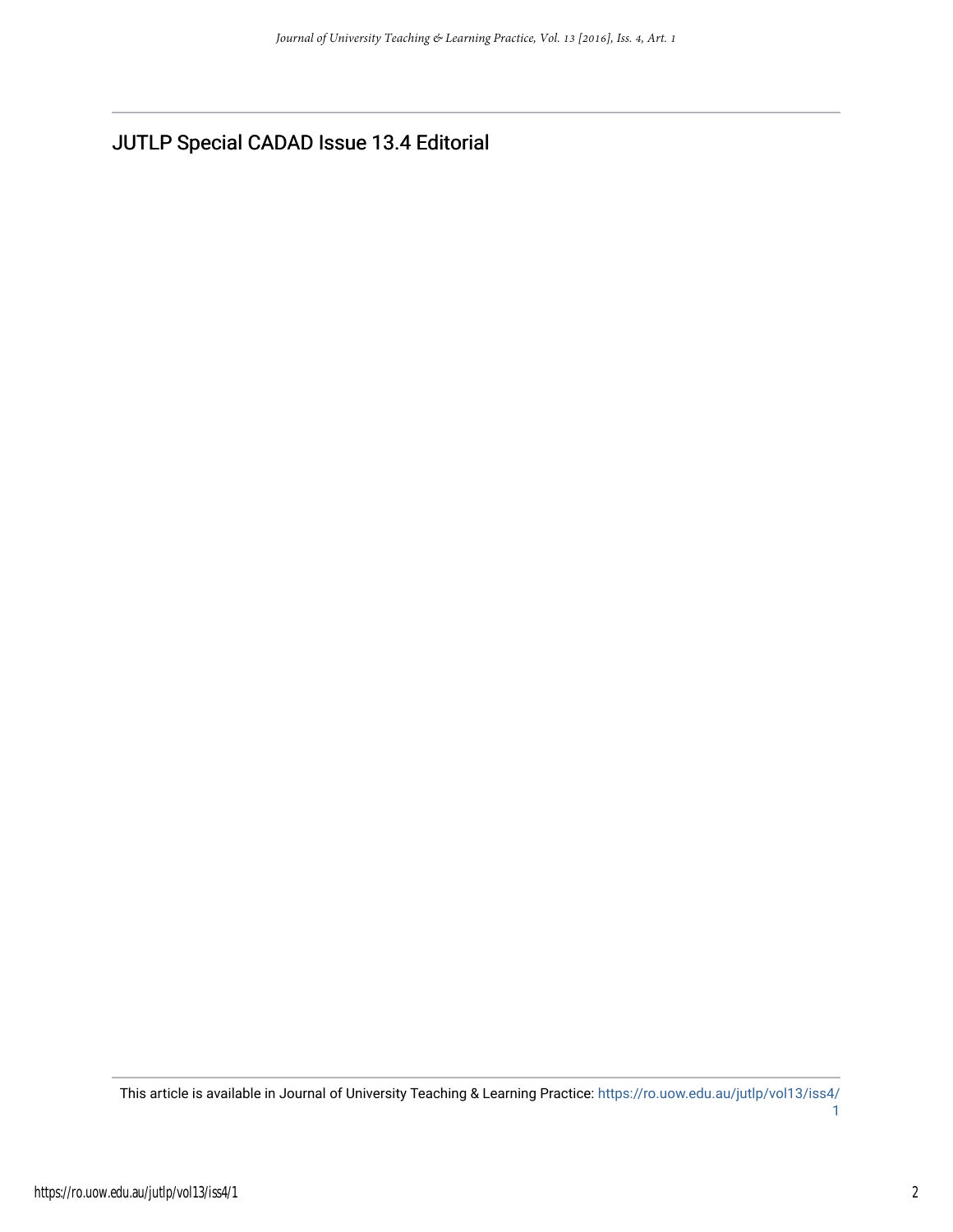# JUTLP Special CADAD Issue 13.4 Editorial

This article is available in Journal of University Teaching & Learning Practice: https://ro.uow.edu.au/jutlp/vol13/iss4/1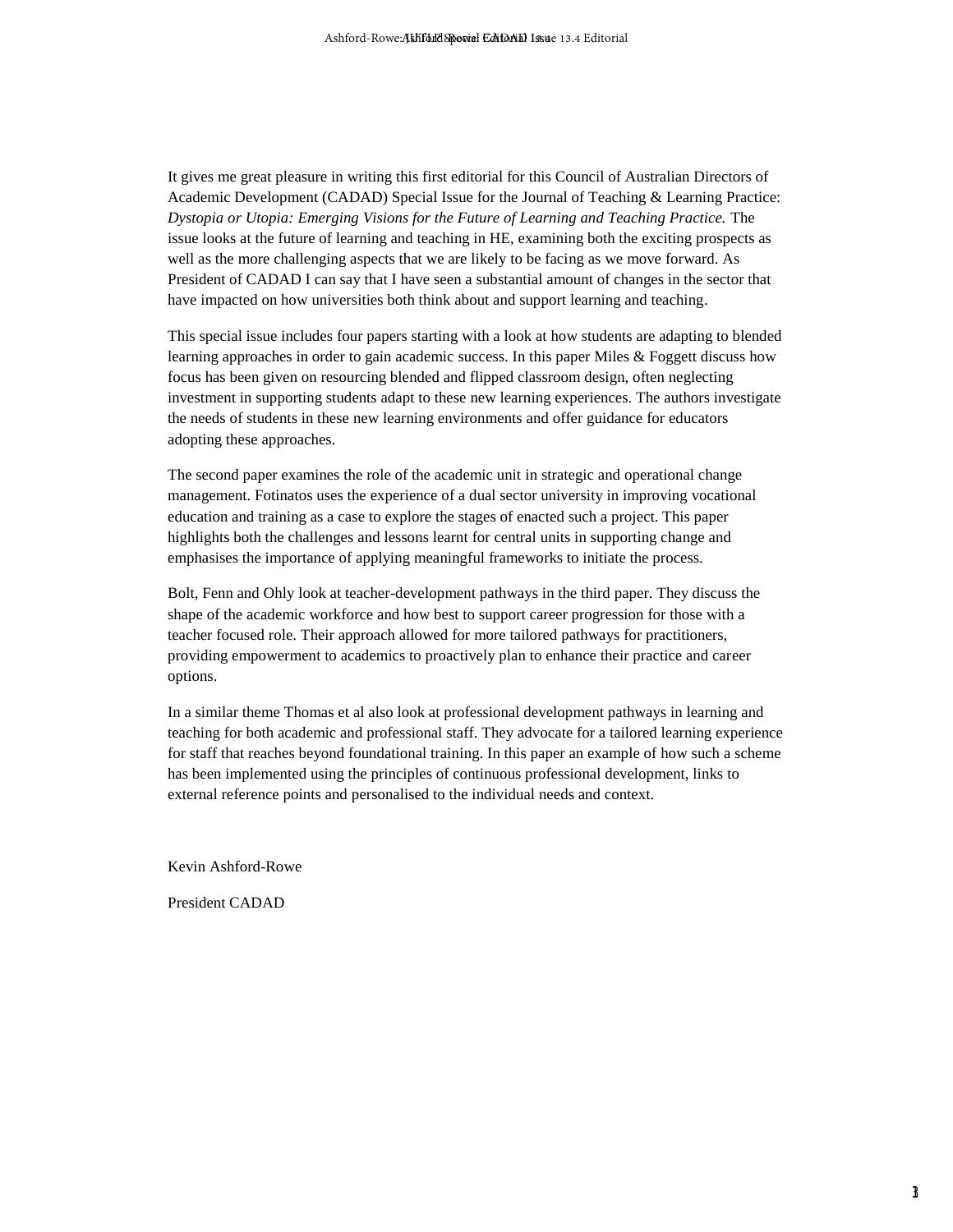It gives me great pleasure in writing this first editorial for this Council of Australian Directors of Academic Development (CADAD) Special Issue for the Journal of Teaching & Learning Practice: *Dystopia or Utopia: Emerging Visions for the Future of Learning and Teaching Practice.* The issue looks at the future of learning and teaching in HE, examining both the exciting prospects as well as the more challenging aspects that we are likely to be facing as we move forward. As President of CADAD I can say that I have seen a substantial amount of changes in the sector that have impacted on how universities both think about and support learning and teaching.

This special issue includes four papers starting with a look at how students are adapting to blended learning approaches in order to gain academic success. In this paper Miles & Foggett discuss how focus has been given on resourcing blended and flipped classroom design, often neglecting investment in supporting students adapt to these new learning experiences. The authors investigate the needs of students in these new learning environments and offer guidance for educators adopting these approaches.

The second paper examines the role of the academic unit in strategic and operational change management. Fotinatos uses the experience of a dual sector university in improving vocational education and training as a case to explore the stages of enacted such a project. This paper highlights both the challenges and lessons learnt for central units in supporting change and emphasises the importance of applying meaningful frameworks to initiate the process.

Bolt, Fenn and Ohly look at teacher-development pathways in the third paper. They discuss the shape of the academic workforce and how best to support career progression for those with a teacher focused role. Their approach allowed for more tailored pathways for practitioners, providing empowerment to academics to proactively plan to enhance their practice and career options.

In a similar theme Thomas et al also look at professional development pathways in learning and teaching for both academic and professional staff. They advocate for a tailored learning experience for staff that reaches beyond foundational training. In this paper an example of how such a scheme has been implemented using the principles of continuous professional development, links to external reference points and personalised to the individual needs and context.

Kevin Ashford-Rowe

President CADAD